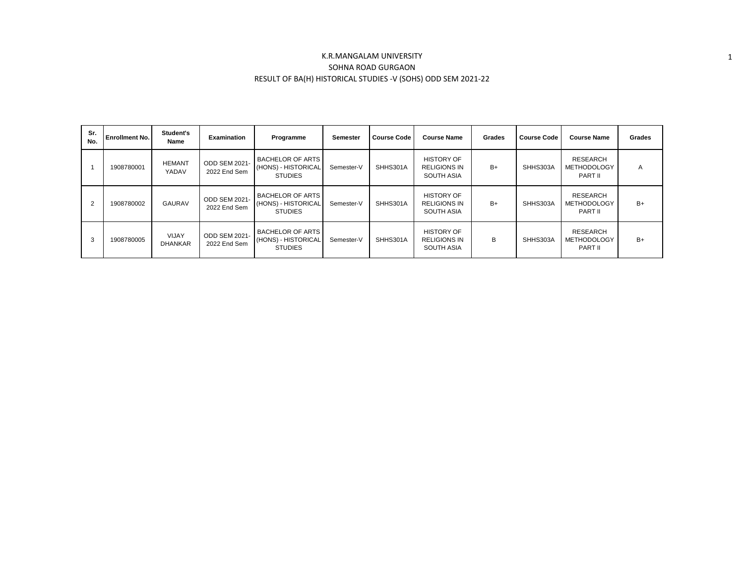K.R.MANGALAM UNIVERSITY

SOHNA ROAD GURGAON

RESULT OF BA(H) HISTORICAL STUDIES -V (SOHS) ODD SEM 2021-22

| Sr. No. | Enrollment No. | Student's Name | Examination | Programme | Semester | Course Code | Course Name | Grades | Course Code | Course Name | Grades |
|---|---|---|---|---|---|---|---|---|---|---|---|
| 1 | 1908780001 | HEMANT YADAV | ODD SEM 2021-2022 End Sem | BACHELOR OF ARTS (HONS) - HISTORICAL STUDIES | Semester-V | SHHS301A | HISTORY OF RELIGIONS IN SOUTH ASIA | B+ | SHHS303A | RESEARCH METHODOLOGY PART II | A |
| 2 | 1908780002 | GAURAV | ODD SEM 2021-2022 End Sem | BACHELOR OF ARTS (HONS) - HISTORICAL STUDIES | Semester-V | SHHS301A | HISTORY OF RELIGIONS IN SOUTH ASIA | B+ | SHHS303A | RESEARCH METHODOLOGY PART II | B+ |
| 3 | 1908780005 | VIJAY DHANKAR | ODD SEM 2021-2022 End Sem | BACHELOR OF ARTS (HONS) - HISTORICAL STUDIES | Semester-V | SHHS301A | HISTORY OF RELIGIONS IN SOUTH ASIA | B | SHHS303A | RESEARCH METHODOLOGY PART II | B+ |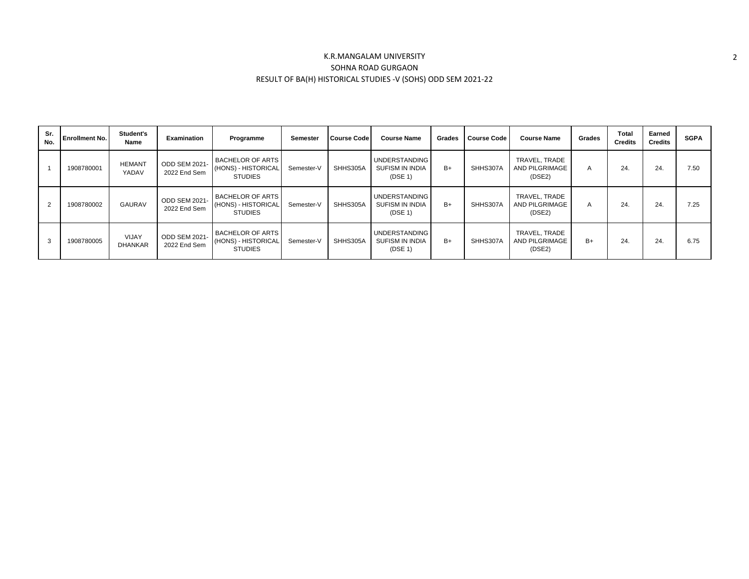K.R.MANGALAM UNIVERSITY

SOHNA ROAD GURGAON

RESULT OF BA(H) HISTORICAL STUDIES -V (SOHS) ODD SEM 2021-22

| Sr. No. | Enrollment No. | Student's Name | Examination | Programme | Semester | Course Code | Course Name | Grades | Course Code | Course Name | Grades | Total Credits | Earned Credits | SGPA |
|---|---|---|---|---|---|---|---|---|---|---|---|---|---|---|
| 1 | 1908780001 | HEMANT YADAV | ODD SEM 2021-2022 End Sem | BACHELOR OF ARTS (HONS) - HISTORICAL STUDIES | Semester-V | SHHS305A | UNDERSTANDING SUFISM IN INDIA (DSE 1) | B+ | SHHS307A | TRAVEL, TRADE AND PILGRIMAGE (DSE2) | A | 24. | 24. | 7.50 |
| 2 | 1908780002 | GAURAV | ODD SEM 2021-2022 End Sem | BACHELOR OF ARTS (HONS) - HISTORICAL STUDIES | Semester-V | SHHS305A | UNDERSTANDING SUFISM IN INDIA (DSE 1) | B+ | SHHS307A | TRAVEL, TRADE AND PILGRIMAGE (DSE2) | A | 24. | 24. | 7.25 |
| 3 | 1908780005 | VIJAY DHANKAR | ODD SEM 2021-2022 End Sem | BACHELOR OF ARTS (HONS) - HISTORICAL STUDIES | Semester-V | SHHS305A | UNDERSTANDING SUFISM IN INDIA (DSE 1) | B+ | SHHS307A | TRAVEL, TRADE AND PILGRIMAGE (DSE2) | B+ | 24. | 24. | 6.75 |